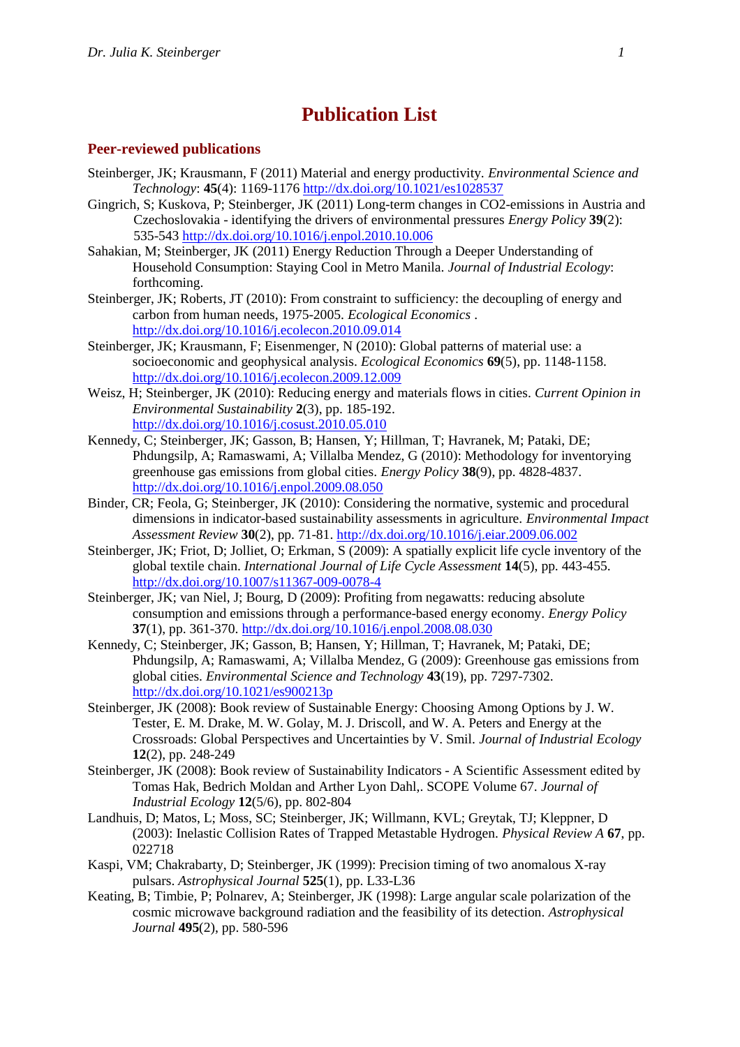# Publication List

## Peer-reviewed publications

Steinberger, JK; Krausmann, F (2011) Material and energy productivity. *Environmental Science and Technology*: **45**(4): 1169-1176 http://dx.doi.org/10.1021/es1028537

Gingrich, S; Kuskova, P; Steinberger, JK (2011) Long-term changes in CO2-emissions in Austria and Czechoslovakia - identifying the drivers of environmental pressures *Energy Policy* **39**(2): 535-543 http://dx.doi.org/10.1016/j.enpol.2010.10.006

Sahakian, M; Steinberger, JK (2011) Energy Reduction Through a Deeper Understanding of Household Consumption: Staying Cool in Metro Manila. *Journal of Industrial Ecology*: forthcoming.

Steinberger, JK; Roberts, JT (2010): From constraint to sufficiency: the decoupling of energy and carbon from human needs, 1975-2005. *Ecological Economics* . http://dx.doi.org/10.1016/j.ecolecon.2010.09.014

Steinberger, JK; Krausmann, F; Eisenmenger, N (2010): Global patterns of material use: a socioeconomic and geophysical analysis. *Ecological Economics* **69**(5), pp. 1148-1158. http://dx.doi.org/10.1016/j.ecolecon.2009.12.009

Weisz, H; Steinberger, JK (2010): Reducing energy and materials flows in cities. *Current Opinion in Environmental Sustainability* **2**(3), pp. 185-192. http://dx.doi.org/10.1016/j.cosust.2010.05.010

Kennedy, C; Steinberger, JK; Gasson, B; Hansen, Y; Hillman, T; Havranek, M; Pataki, DE; Phdungsilp, A; Ramaswami, A; Villalba Mendez, G (2010): Methodology for inventorying greenhouse gas emissions from global cities. *Energy Policy* **38**(9), pp. 4828-4837. http://dx.doi.org/10.1016/j.enpol.2009.08.050

Binder, CR; Feola, G; Steinberger, JK (2010): Considering the normative, systemic and procedural dimensions in indicator-based sustainability assessments in agriculture. *Environmental Impact Assessment Review* **30**(2), pp. 71-81. http://dx.doi.org/10.1016/j.eiar.2009.06.002

Steinberger, JK; Friot, D; Jolliet, O; Erkman, S (2009): A spatially explicit life cycle inventory of the global textile chain. *International Journal of Life Cycle Assessment* **14**(5), pp. 443-455. http://dx.doi.org/10.1007/s11367-009-0078-4

Steinberger, JK; van Niel, J; Bourg, D (2009): Profiting from negawatts: reducing absolute consumption and emissions through a performance-based energy economy. *Energy Policy* **37**(1), pp. 361-370. http://dx.doi.org/10.1016/j.enpol.2008.08.030

Kennedy, C; Steinberger, JK; Gasson, B; Hansen, Y; Hillman, T; Havranek, M; Pataki, DE; Phdungsilp, A; Ramaswami, A; Villalba Mendez, G (2009): Greenhouse gas emissions from global cities. *Environmental Science and Technology* **43**(19), pp. 7297-7302. http://dx.doi.org/10.1021/es900213p

Steinberger, JK (2008): Book review of Sustainable Energy: Choosing Among Options by J. W. Tester, E. M. Drake, M. W. Golay, M. J. Driscoll, and W. A. Peters and Energy at the Crossroads: Global Perspectives and Uncertainties by V. Smil. *Journal of Industrial Ecology* **12**(2), pp. 248-249

Steinberger, JK (2008): Book review of Sustainability Indicators - A Scientific Assessment edited by Tomas Hak, Bedrich Moldan and Arther Lyon Dahl,. SCOPE Volume 67. *Journal of Industrial Ecology* **12**(5/6), pp. 802-804

Landhuis, D; Matos, L; Moss, SC; Steinberger, JK; Willmann, KVL; Greytak, TJ; Kleppner, D (2003): Inelastic Collision Rates of Trapped Metastable Hydrogen. *Physical Review A* **67**, pp. 022718

Kaspi, VM; Chakrabarty, D; Steinberger, JK (1999): Precision timing of two anomalous X-ray pulsars. *Astrophysical Journal* **525**(1), pp. L33-L36

Keating, B; Timbie, P; Polnarev, A; Steinberger, JK (1998): Large angular scale polarization of the cosmic microwave background radiation and the feasibility of its detection. *Astrophysical Journal* **495**(2), pp. 580-596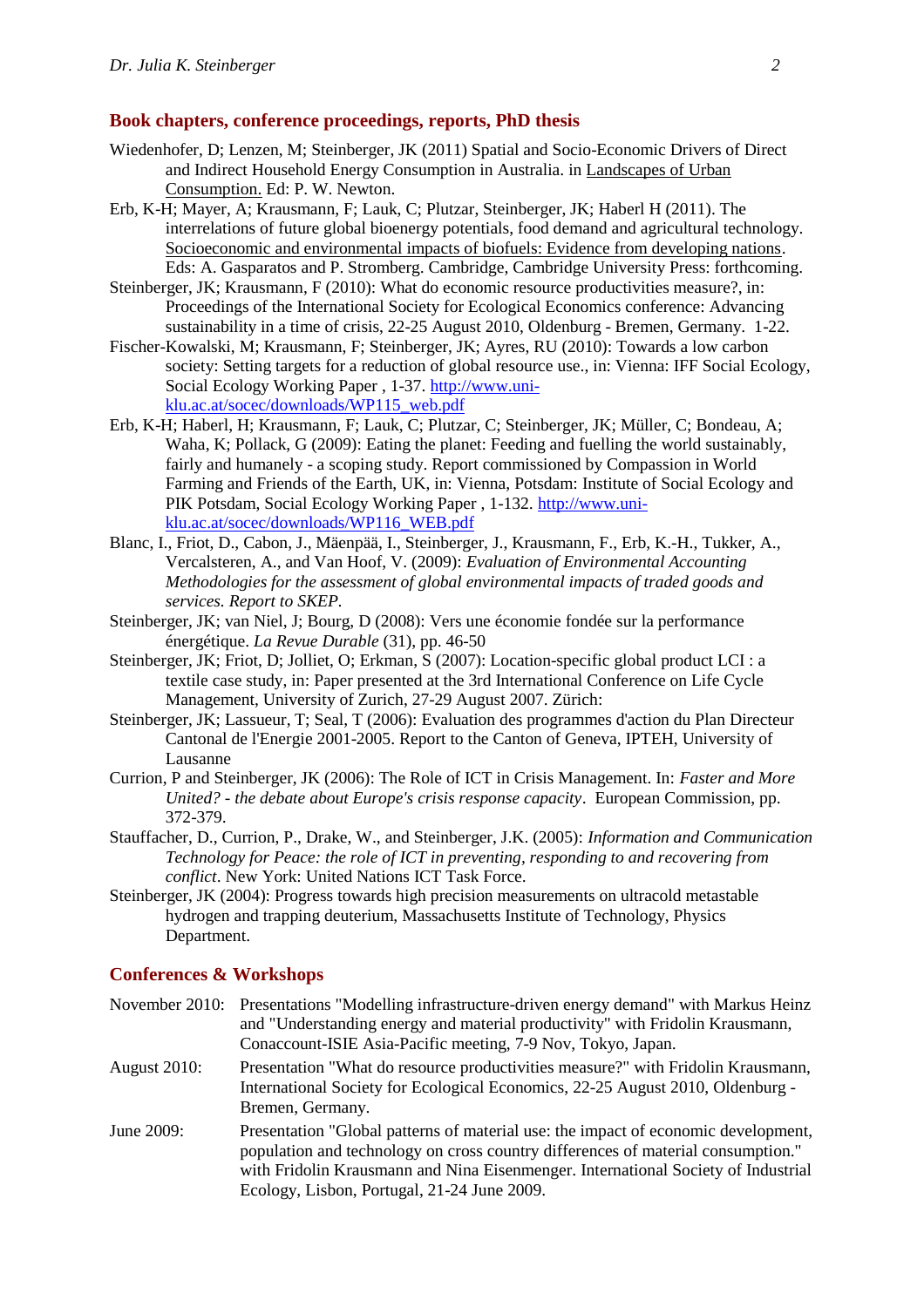## Book chapters, conference proceedings, reports, PhD thesis

Wiedenhofer, D; Lenzen, M; Steinberger, JK (2011) Spatial and Socio-Economic Drivers of Direct and Indirect Household Energy Consumption in Australia. in Landscapes of Urban Consumption. Ed: P. W. Newton.

Erb, K-H; Mayer, A; Krausmann, F; Lauk, C; Plutzar, Steinberger, JK; Haberl H (2011). The interrelations of future global bioenergy potentials, food demand and agricultural technology. Socioeconomic and environmental impacts of biofuels: Evidence from developing nations. Eds: A. Gasparatos and P. Stromberg. Cambridge, Cambridge University Press: forthcoming.

Steinberger, JK; Krausmann, F (2010): What do economic resource productivities measure?, in: Proceedings of the International Society for Ecological Economics conference: Advancing sustainability in a time of crisis, 22-25 August 2010, Oldenburg - Bremen, Germany. 1-22.

Fischer-Kowalski, M; Krausmann, F; Steinberger, JK; Ayres, RU (2010): Towards a low carbon society: Setting targets for a reduction of global resource use., in: Vienna: IFF Social Ecology, Social Ecology Working Paper , 1-37. http://www.uni-klu.ac.at/socec/downloads/WP115_web.pdf

Erb, K-H; Haberl, H; Krausmann, F; Lauk, C; Plutzar, C; Steinberger, JK; Müller, C; Bondeau, A; Waha, K; Pollack, G (2009): Eating the planet: Feeding and fuelling the world sustainably, fairly and humanely - a scoping study. Report commissioned by Compassion in World Farming and Friends of the Earth, UK, in: Vienna, Potsdam: Institute of Social Ecology and PIK Potsdam, Social Ecology Working Paper , 1-132. http://www.uni-klu.ac.at/socec/downloads/WP116_WEB.pdf

Blanc, I., Friot, D., Cabon, J., Mäenpää, I., Steinberger, J., Krausmann, F., Erb, K.-H., Tukker, A., Vercalsteren, A., and Van Hoof, V. (2009): *Evaluation of Environmental Accounting Methodologies for the assessment of global environmental impacts of traded goods and services. Report to SKEP.*

Steinberger, JK; van Niel, J; Bourg, D (2008): Vers une économie fondée sur la performance énergétique. *La Revue Durable* (31), pp. 46-50

Steinberger, JK; Friot, D; Jolliet, O; Erkman, S (2007): Location-specific global product LCI : a textile case study, in: Paper presented at the 3rd International Conference on Life Cycle Management, University of Zurich, 27-29 August 2007. Zürich:

Steinberger, JK; Lassueur, T; Seal, T (2006): Evaluation des programmes d'action du Plan Directeur Cantonal de l'Energie 2001-2005. Report to the Canton of Geneva, IPTEH, University of Lausanne

Currion, P and Steinberger, JK (2006): The Role of ICT in Crisis Management. In: *Faster and More United? - the debate about Europe's crisis response capacity*. European Commission, pp. 372-379.

Stauffacher, D., Currion, P., Drake, W., and Steinberger, J.K. (2005): *Information and Communication Technology for Peace: the role of ICT in preventing, responding to and recovering from conflict*. New York: United Nations ICT Task Force.

Steinberger, JK (2004): Progress towards high precision measurements on ultracold metastable hydrogen and trapping deuterium, Massachusetts Institute of Technology, Physics Department.

## Conferences & Workshops

November 2010: Presentations "Modelling infrastructure-driven energy demand" with Markus Heinz and "Understanding energy and material productivity" with Fridolin Krausmann, Conaccount-ISIE Asia-Pacific meeting, 7-9 Nov, Tokyo, Japan.

August 2010: Presentation "What do resource productivities measure?" with Fridolin Krausmann, International Society for Ecological Economics, 22-25 August 2010, Oldenburg - Bremen, Germany.

June 2009: Presentation "Global patterns of material use: the impact of economic development, population and technology on cross country differences of material consumption." with Fridolin Krausmann and Nina Eisenmenger. International Society of Industrial Ecology, Lisbon, Portugal, 21-24 June 2009.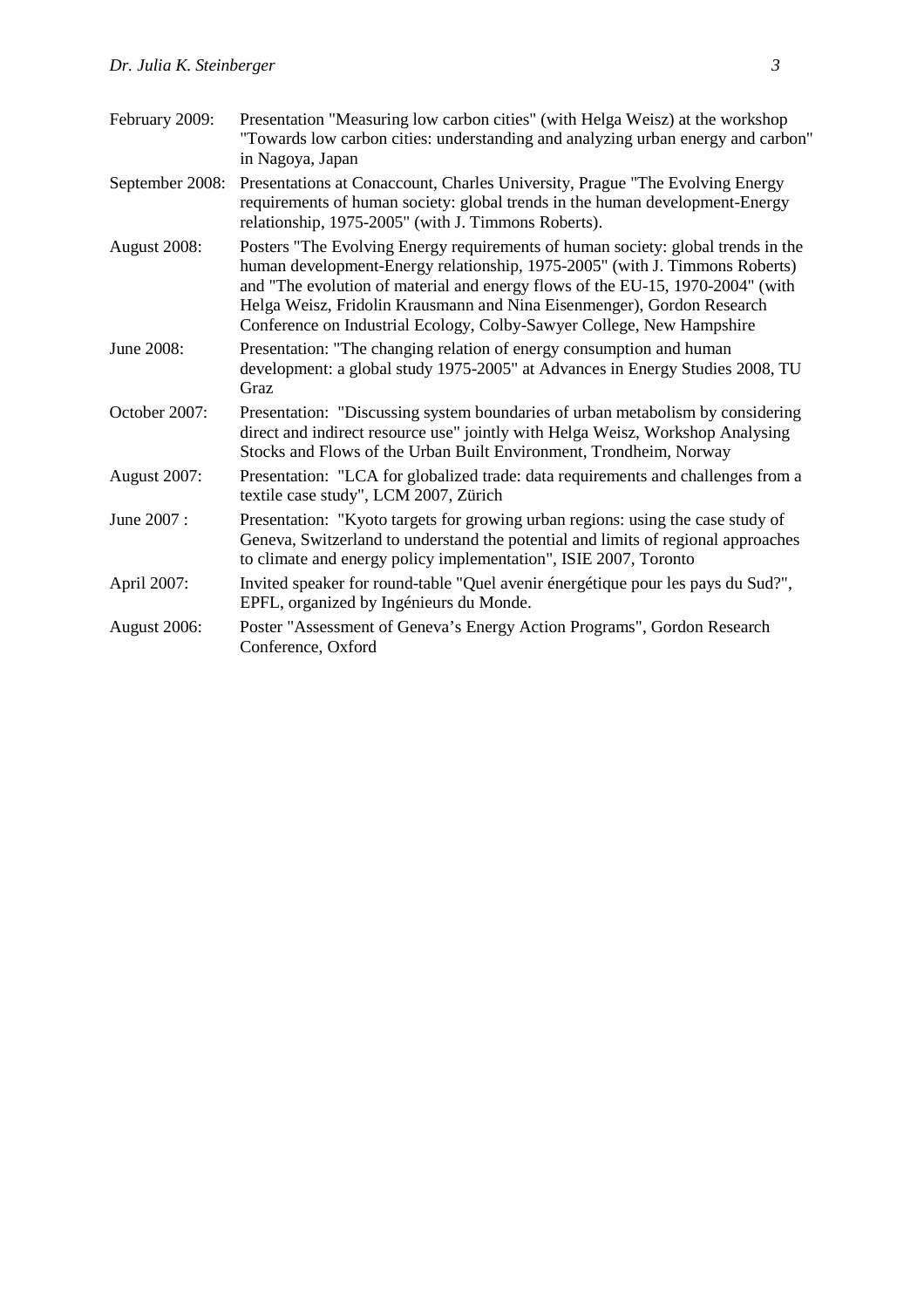February 2009: Presentation "Measuring low carbon cities" (with Helga Weisz) at the workshop "Towards low carbon cities: understanding and analyzing urban energy and carbon" in Nagoya, Japan

September 2008: Presentations at Conaccount, Charles University, Prague "The Evolving Energy requirements of human society: global trends in the human development-Energy relationship, 1975-2005" (with J. Timmons Roberts).

August 2008: Posters "The Evolving Energy requirements of human society: global trends in the human development-Energy relationship, 1975-2005" (with J. Timmons Roberts) and "The evolution of material and energy flows of the EU-15, 1970-2004" (with Helga Weisz, Fridolin Krausmann and Nina Eisenmenger), Gordon Research Conference on Industrial Ecology, Colby-Sawyer College, New Hampshire

June 2008: Presentation: "The changing relation of energy consumption and human development: a global study 1975-2005" at Advances in Energy Studies 2008, TU Graz

October 2007: Presentation: "Discussing system boundaries of urban metabolism by considering direct and indirect resource use" jointly with Helga Weisz, Workshop Analysing Stocks and Flows of the Urban Built Environment, Trondheim, Norway

August 2007: Presentation: "LCA for globalized trade: data requirements and challenges from a textile case study", LCM 2007, Zürich

June 2007 : Presentation: "Kyoto targets for growing urban regions: using the case study of Geneva, Switzerland to understand the potential and limits of regional approaches to climate and energy policy implementation", ISIE 2007, Toronto

April 2007: Invited speaker for round-table "Quel avenir énergétique pour les pays du Sud?", EPFL, organized by Ingénieurs du Monde.

August 2006: Poster "Assessment of Geneva's Energy Action Programs", Gordon Research Conference, Oxford